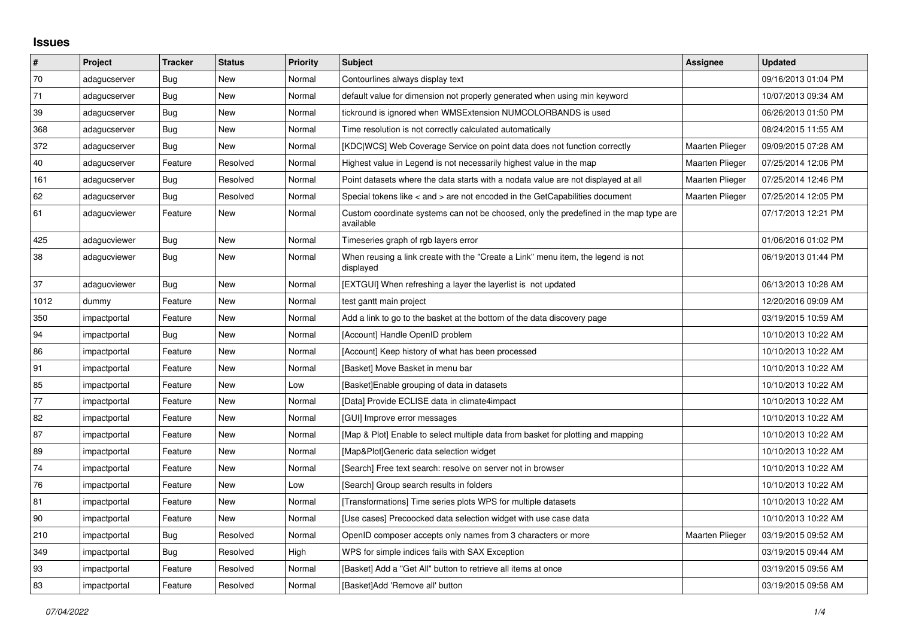# Issues

| # | Project | Tracker | Status | Priority | Subject | Assignee | Updated |
|---|---|---|---|---|---|---|---|
| 70 | adagucserver | Bug | New | Normal | Contourlines always display text | | 09/16/2013 01:04 PM |
| 71 | adagucserver | Bug | New | Normal | default value for dimension not properly generated when using min keyword | | 10/07/2013 09:34 AM |
| 39 | adagucserver | Bug | New | Normal | tickround is ignored when WMSExtension NUMCOLORBANDS is used | | 06/26/2013 01:50 PM |
| 368 | adagucserver | Bug | New | Normal | Time resolution is not correctly calculated automatically | | 08/24/2015 11:55 AM |
| 372 | adagucserver | Bug | New | Normal | [KDC\|WCS] Web Coverage Service on point data does not function correctly | Maarten Plieger | 09/09/2015 07:28 AM |
| 40 | adagucserver | Feature | Resolved | Normal | Highest value in Legend is not necessarily highest value in the map | Maarten Plieger | 07/25/2014 12:06 PM |
| 161 | adagucserver | Bug | Resolved | Normal | Point datasets where the data starts with a nodata value are not displayed at all | Maarten Plieger | 07/25/2014 12:46 PM |
| 62 | adagucserver | Bug | Resolved | Normal | Special tokens like < and > are not encoded in the GetCapabilities document | Maarten Plieger | 07/25/2014 12:05 PM |
| 61 | adagucviewer | Feature | New | Normal | Custom coordinate systems can not be choosed, only the predefined in the map type are available | | 07/17/2013 12:21 PM |
| 425 | adagucviewer | Bug | New | Normal | Timeseries graph of rgb layers error | | 01/06/2016 01:02 PM |
| 38 | adagucviewer | Bug | New | Normal | When reusing a link create with the "Create a Link" menu item, the legend is not displayed | | 06/19/2013 01:44 PM |
| 37 | adagucviewer | Bug | New | Normal | [EXTGUI] When refreshing a layer the layerlist is not updated | | 06/13/2013 10:28 AM |
| 1012 | dummy | Feature | New | Normal | test gantt main project | | 12/20/2016 09:09 AM |
| 350 | impactportal | Feature | New | Normal | Add a link to go to the basket at the bottom of the data discovery page | | 03/19/2015 10:59 AM |
| 94 | impactportal | Bug | New | Normal | [Account] Handle OpenID problem | | 10/10/2013 10:22 AM |
| 86 | impactportal | Feature | New | Normal | [Account] Keep history of what has been processed | | 10/10/2013 10:22 AM |
| 91 | impactportal | Feature | New | Normal | [Basket] Move Basket in menu bar | | 10/10/2013 10:22 AM |
| 85 | impactportal | Feature | New | Low | [Basket]Enable grouping of data in datasets | | 10/10/2013 10:22 AM |
| 77 | impactportal | Feature | New | Normal | [Data] Provide ECLISE data in climate4impact | | 10/10/2013 10:22 AM |
| 82 | impactportal | Feature | New | Normal | [GUI] Improve error messages | | 10/10/2013 10:22 AM |
| 87 | impactportal | Feature | New | Normal | [Map & Plot] Enable to select multiple data from basket for plotting and mapping | | 10/10/2013 10:22 AM |
| 89 | impactportal | Feature | New | Normal | [Map&Plot]Generic data selection widget | | 10/10/2013 10:22 AM |
| 74 | impactportal | Feature | New | Normal | [Search] Free text search: resolve on server not in browser | | 10/10/2013 10:22 AM |
| 76 | impactportal | Feature | New | Low | [Search] Group search results in folders | | 10/10/2013 10:22 AM |
| 81 | impactportal | Feature | New | Normal | [Transformations] Time series plots WPS for multiple datasets | | 10/10/2013 10:22 AM |
| 90 | impactportal | Feature | New | Normal | [Use cases] Precoocked data selection widget with use case data | | 10/10/2013 10:22 AM |
| 210 | impactportal | Bug | Resolved | Normal | OpenID composer accepts only names from 3 characters or more | Maarten Plieger | 03/19/2015 09:52 AM |
| 349 | impactportal | Bug | Resolved | High | WPS for simple indices fails with SAX Exception | | 03/19/2015 09:44 AM |
| 93 | impactportal | Feature | Resolved | Normal | [Basket] Add a "Get All" button to retrieve all items at once | | 03/19/2015 09:56 AM |
| 83 | impactportal | Feature | Resolved | Normal | [Basket]Add 'Remove all' button | | 03/19/2015 09:58 AM |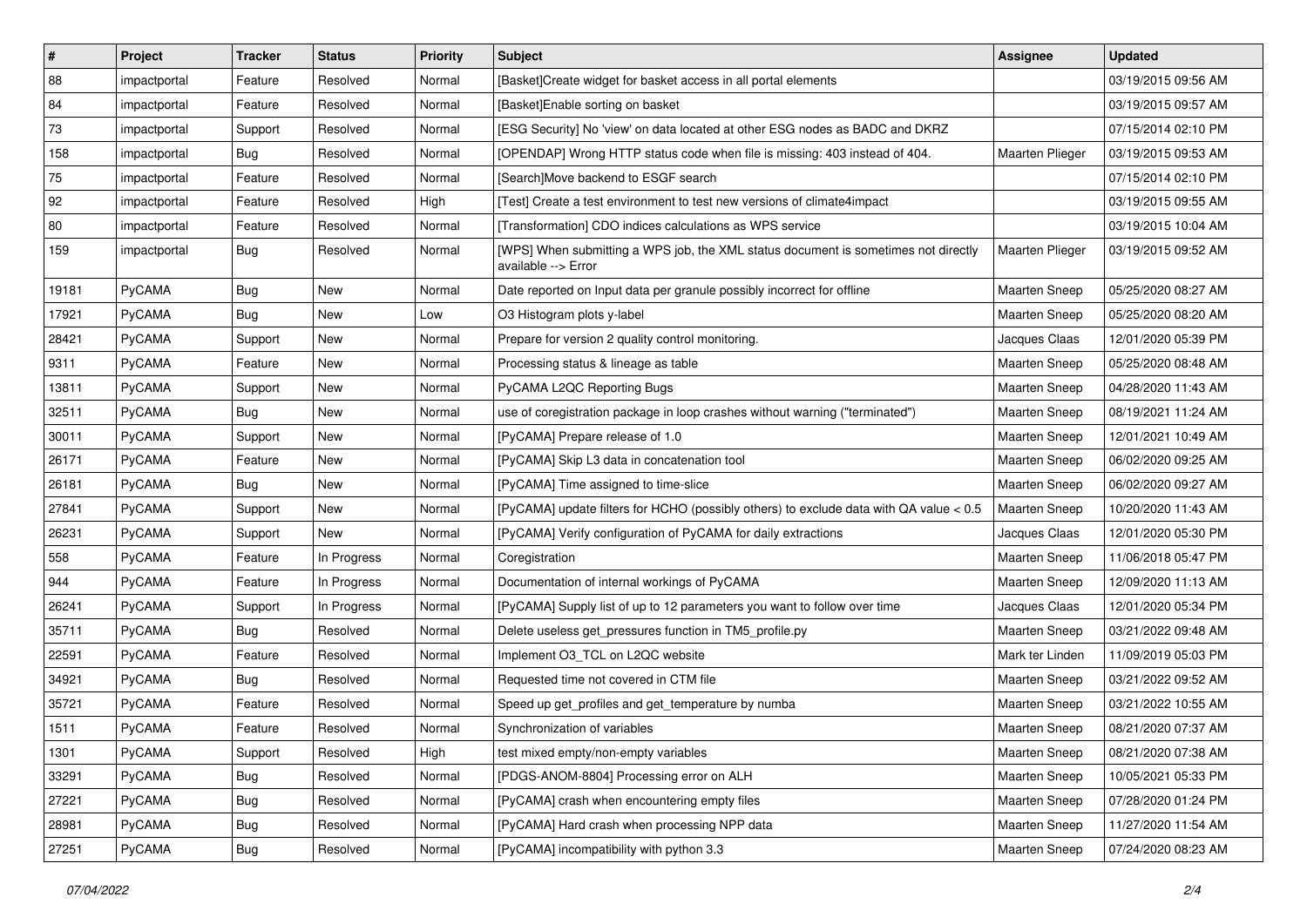| # | Project | Tracker | Status | Priority | Subject | Assignee | Updated |
|---|---|---|---|---|---|---|---|
| 88 | impactportal | Feature | Resolved | Normal | [Basket]Create widget for basket access in all portal elements | | 03/19/2015 09:56 AM |
| 84 | impactportal | Feature | Resolved | Normal | [Basket]Enable sorting on basket | | 03/19/2015 09:57 AM |
| 73 | impactportal | Support | Resolved | Normal | [ESG Security] No 'view' on data located at other ESG nodes as BADC and DKRZ | | 07/15/2014 02:10 PM |
| 158 | impactportal | Bug | Resolved | Normal | [OPENDAP] Wrong HTTP status code when file is missing: 403 instead of 404. | Maarten Plieger | 03/19/2015 09:53 AM |
| 75 | impactportal | Feature | Resolved | Normal | [Search]Move backend to ESGF search | | 07/15/2014 02:10 PM |
| 92 | impactportal | Feature | Resolved | High | [Test] Create a test environment to test new versions of climate4impact | | 03/19/2015 09:55 AM |
| 80 | impactportal | Feature | Resolved | Normal | [Transformation] CDO indices calculations as WPS service | | 03/19/2015 10:04 AM |
| 159 | impactportal | Bug | Resolved | Normal | [WPS] When submitting a WPS job, the XML status document is sometimes not directly available --> Error | Maarten Plieger | 03/19/2015 09:52 AM |
| 19181 | PyCAMA | Bug | New | Normal | Date reported on Input data per granule possibly incorrect for offline | Maarten Sneep | 05/25/2020 08:27 AM |
| 17921 | PyCAMA | Bug | New | Low | O3 Histogram plots y-label | Maarten Sneep | 05/25/2020 08:20 AM |
| 28421 | PyCAMA | Support | New | Normal | Prepare for version 2 quality control monitoring. | Jacques Claas | 12/01/2020 05:39 PM |
| 9311 | PyCAMA | Feature | New | Normal | Processing status & lineage as table | Maarten Sneep | 05/25/2020 08:48 AM |
| 13811 | PyCAMA | Support | New | Normal | PyCAMA L2QC Reporting Bugs | Maarten Sneep | 04/28/2020 11:43 AM |
| 32511 | PyCAMA | Bug | New | Normal | use of coregistration package in loop crashes without warning ("terminated") | Maarten Sneep | 08/19/2021 11:24 AM |
| 30011 | PyCAMA | Support | New | Normal | [PyCAMA] Prepare release of 1.0 | Maarten Sneep | 12/01/2021 10:49 AM |
| 26171 | PyCAMA | Feature | New | Normal | [PyCAMA] Skip L3 data in concatenation tool | Maarten Sneep | 06/02/2020 09:25 AM |
| 26181 | PyCAMA | Bug | New | Normal | [PyCAMA] Time assigned to time-slice | Maarten Sneep | 06/02/2020 09:27 AM |
| 27841 | PyCAMA | Support | New | Normal | [PyCAMA] update filters for HCHO (possibly others) to exclude data with QA value < 0.5 | Maarten Sneep | 10/20/2020 11:43 AM |
| 26231 | PyCAMA | Support | New | Normal | [PyCAMA] Verify configuration of PyCAMA for daily extractions | Jacques Claas | 12/01/2020 05:30 PM |
| 558 | PyCAMA | Feature | In Progress | Normal | Coregistration | Maarten Sneep | 11/06/2018 05:47 PM |
| 944 | PyCAMA | Feature | In Progress | Normal | Documentation of internal workings of PyCAMA | Maarten Sneep | 12/09/2020 11:13 AM |
| 26241 | PyCAMA | Support | In Progress | Normal | [PyCAMA] Supply list of up to 12 parameters you want to follow over time | Jacques Claas | 12/01/2020 05:34 PM |
| 35711 | PyCAMA | Bug | Resolved | Normal | Delete useless get_pressures function in TM5_profile.py | Maarten Sneep | 03/21/2022 09:48 AM |
| 22591 | PyCAMA | Feature | Resolved | Normal | Implement O3_TCL on L2QC website | Mark ter Linden | 11/09/2019 05:03 PM |
| 34921 | PyCAMA | Bug | Resolved | Normal | Requested time not covered in CTM file | Maarten Sneep | 03/21/2022 09:52 AM |
| 35721 | PyCAMA | Feature | Resolved | Normal | Speed up get_profiles and get_temperature by numba | Maarten Sneep | 03/21/2022 10:55 AM |
| 1511 | PyCAMA | Feature | Resolved | Normal | Synchronization of variables | Maarten Sneep | 08/21/2020 07:37 AM |
| 1301 | PyCAMA | Support | Resolved | High | test mixed empty/non-empty variables | Maarten Sneep | 08/21/2020 07:38 AM |
| 33291 | PyCAMA | Bug | Resolved | Normal | [PDGS-ANOM-8804] Processing error on ALH | Maarten Sneep | 10/05/2021 05:33 PM |
| 27221 | PyCAMA | Bug | Resolved | Normal | [PyCAMA] crash when encountering empty files | Maarten Sneep | 07/28/2020 01:24 PM |
| 28981 | PyCAMA | Bug | Resolved | Normal | [PyCAMA] Hard crash when processing NPP data | Maarten Sneep | 11/27/2020 11:54 AM |
| 27251 | PyCAMA | Bug | Resolved | Normal | [PyCAMA] incompatibility with python 3.3 | Maarten Sneep | 07/24/2020 08:23 AM |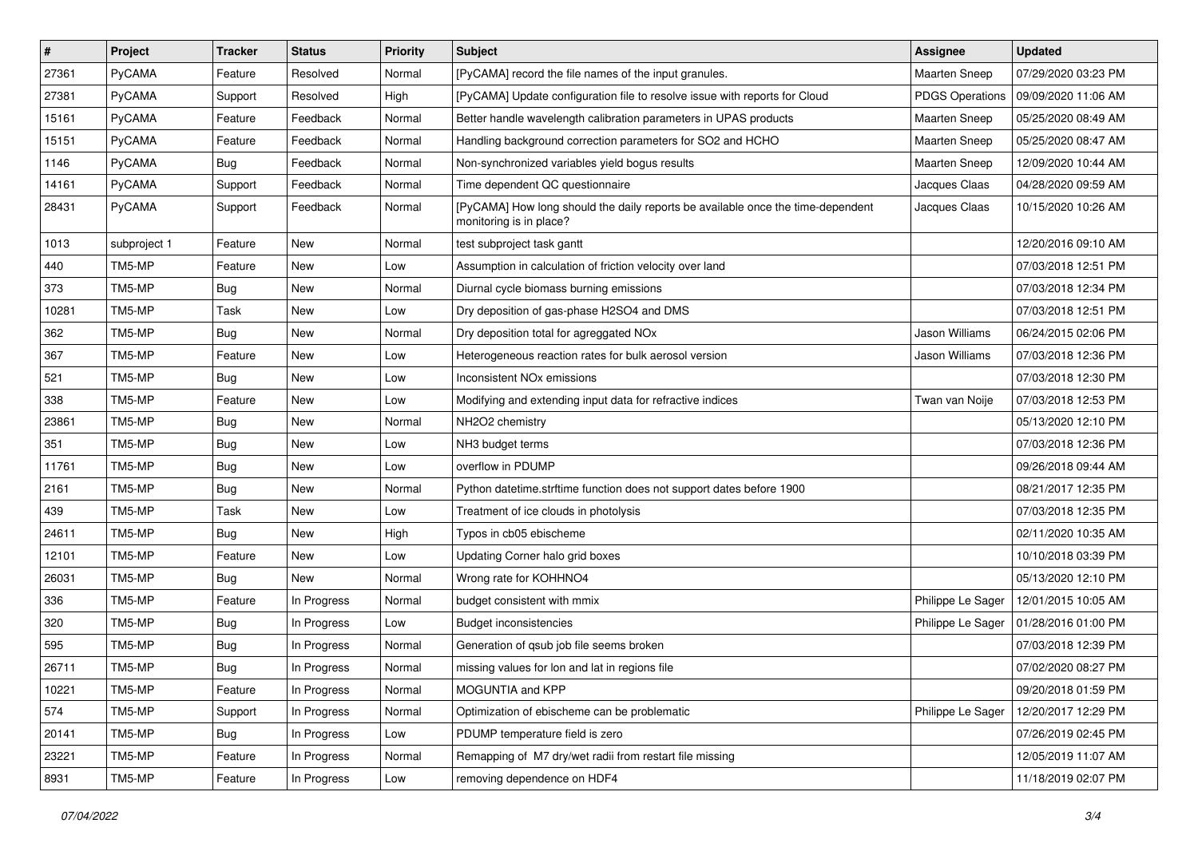| # | Project | Tracker | Status | Priority | Subject | Assignee | Updated |
|---|---|---|---|---|---|---|---|
| 27361 | PyCAMA | Feature | Resolved | Normal | [PyCAMA] record the file names of the input granules. | Maarten Sneep | 07/29/2020 03:23 PM |
| 27381 | PyCAMA | Support | Resolved | High | [PyCAMA] Update configuration file to resolve issue with reports for Cloud | PDGS Operations | 09/09/2020 11:06 AM |
| 15161 | PyCAMA | Feature | Feedback | Normal | Better handle wavelength calibration parameters in UPAS products | Maarten Sneep | 05/25/2020 08:49 AM |
| 15151 | PyCAMA | Feature | Feedback | Normal | Handling background correction parameters for SO2 and HCHO | Maarten Sneep | 05/25/2020 08:47 AM |
| 1146 | PyCAMA | Bug | Feedback | Normal | Non-synchronized variables yield bogus results | Maarten Sneep | 12/09/2020 10:44 AM |
| 14161 | PyCAMA | Support | Feedback | Normal | Time dependent QC questionnaire | Jacques Claas | 04/28/2020 09:59 AM |
| 28431 | PyCAMA | Support | Feedback | Normal | [PyCAMA] How long should the daily reports be available once the time-dependent monitoring is in place? | Jacques Claas | 10/15/2020 10:26 AM |
| 1013 | subproject 1 | Feature | New | Normal | test subproject task gantt | | 12/20/2016 09:10 AM |
| 440 | TM5-MP | Feature | New | Low | Assumption in calculation of friction velocity over land | | 07/03/2018 12:51 PM |
| 373 | TM5-MP | Bug | New | Normal | Diurnal cycle biomass burning emissions | | 07/03/2018 12:34 PM |
| 10281 | TM5-MP | Task | New | Low | Dry deposition of gas-phase H2SO4 and DMS | | 07/03/2018 12:51 PM |
| 362 | TM5-MP | Bug | New | Normal | Dry deposition total for agreggated NOx | Jason Williams | 06/24/2015 02:06 PM |
| 367 | TM5-MP | Feature | New | Low | Heterogeneous reaction rates for bulk aerosol version | Jason Williams | 07/03/2018 12:36 PM |
| 521 | TM5-MP | Bug | New | Low | Inconsistent NOx emissions | | 07/03/2018 12:30 PM |
| 338 | TM5-MP | Feature | New | Low | Modifying and extending input data for refractive indices | Twan van Noije | 07/03/2018 12:53 PM |
| 23861 | TM5-MP | Bug | New | Normal | NH2O2 chemistry | | 05/13/2020 12:10 PM |
| 351 | TM5-MP | Bug | New | Low | NH3 budget terms | | 07/03/2018 12:36 PM |
| 11761 | TM5-MP | Bug | New | Low | overflow in PDUMP | | 09/26/2018 09:44 AM |
| 2161 | TM5-MP | Bug | New | Normal | Python datetime.strftime function does not support dates before 1900 | | 08/21/2017 12:35 PM |
| 439 | TM5-MP | Task | New | Low | Treatment of ice clouds in photolysis | | 07/03/2018 12:35 PM |
| 24611 | TM5-MP | Bug | New | High | Typos in cb05 ebischeme | | 02/11/2020 10:35 AM |
| 12101 | TM5-MP | Feature | New | Low | Updating Corner halo grid boxes | | 10/10/2018 03:39 PM |
| 26031 | TM5-MP | Bug | New | Normal | Wrong rate for KOHHNO4 | | 05/13/2020 12:10 PM |
| 336 | TM5-MP | Feature | In Progress | Normal | budget consistent with mmix | Philippe Le Sager | 12/01/2015 10:05 AM |
| 320 | TM5-MP | Bug | In Progress | Low | Budget inconsistencies | Philippe Le Sager | 01/28/2016 01:00 PM |
| 595 | TM5-MP | Bug | In Progress | Normal | Generation of qsub job file seems broken | | 07/03/2018 12:39 PM |
| 26711 | TM5-MP | Bug | In Progress | Normal | missing values for lon and lat in regions file | | 07/02/2020 08:27 PM |
| 10221 | TM5-MP | Feature | In Progress | Normal | MOGUNTIA and KPP | | 09/20/2018 01:59 PM |
| 574 | TM5-MP | Support | In Progress | Normal | Optimization of ebischeme can be problematic | Philippe Le Sager | 12/20/2017 12:29 PM |
| 20141 | TM5-MP | Bug | In Progress | Low | PDUMP temperature field is zero | | 07/26/2019 02:45 PM |
| 23221 | TM5-MP | Feature | In Progress | Normal | Remapping of M7 dry/wet radii from restart file missing | | 12/05/2019 11:07 AM |
| 8931 | TM5-MP | Feature | In Progress | Low | removing dependence on HDF4 | | 11/18/2019 02:07 PM |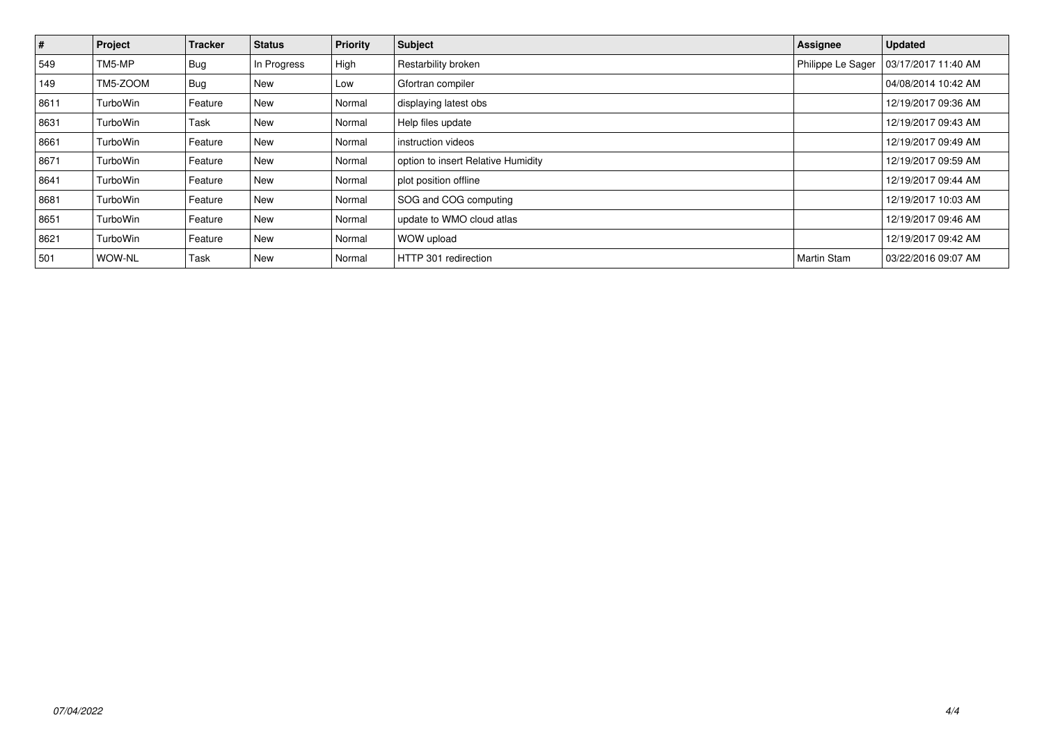| # | Project | Tracker | Status | Priority | Subject | Assignee | Updated |
|---|---|---|---|---|---|---|---|
| 549 | TM5-MP | Bug | In Progress | High | Restarbility broken | Philippe Le Sager | 03/17/2017 11:40 AM |
| 149 | TM5-ZOOM | Bug | New | Low | Gfortran compiler | | 04/08/2014 10:42 AM |
| 8611 | TurboWin | Feature | New | Normal | displaying latest obs | | 12/19/2017 09:36 AM |
| 8631 | TurboWin | Task | New | Normal | Help files update | | 12/19/2017 09:43 AM |
| 8661 | TurboWin | Feature | New | Normal | instruction videos | | 12/19/2017 09:49 AM |
| 8671 | TurboWin | Feature | New | Normal | option to insert Relative Humidity | | 12/19/2017 09:59 AM |
| 8641 | TurboWin | Feature | New | Normal | plot position offline | | 12/19/2017 09:44 AM |
| 8681 | TurboWin | Feature | New | Normal | SOG and COG computing | | 12/19/2017 10:03 AM |
| 8651 | TurboWin | Feature | New | Normal | update to WMO cloud atlas | | 12/19/2017 09:46 AM |
| 8621 | TurboWin | Feature | New | Normal | WOW upload | | 12/19/2017 09:42 AM |
| 501 | WOW-NL | Task | New | Normal | HTTP 301 redirection | Martin Stam | 03/22/2016 09:07 AM |

*07/04/2022*